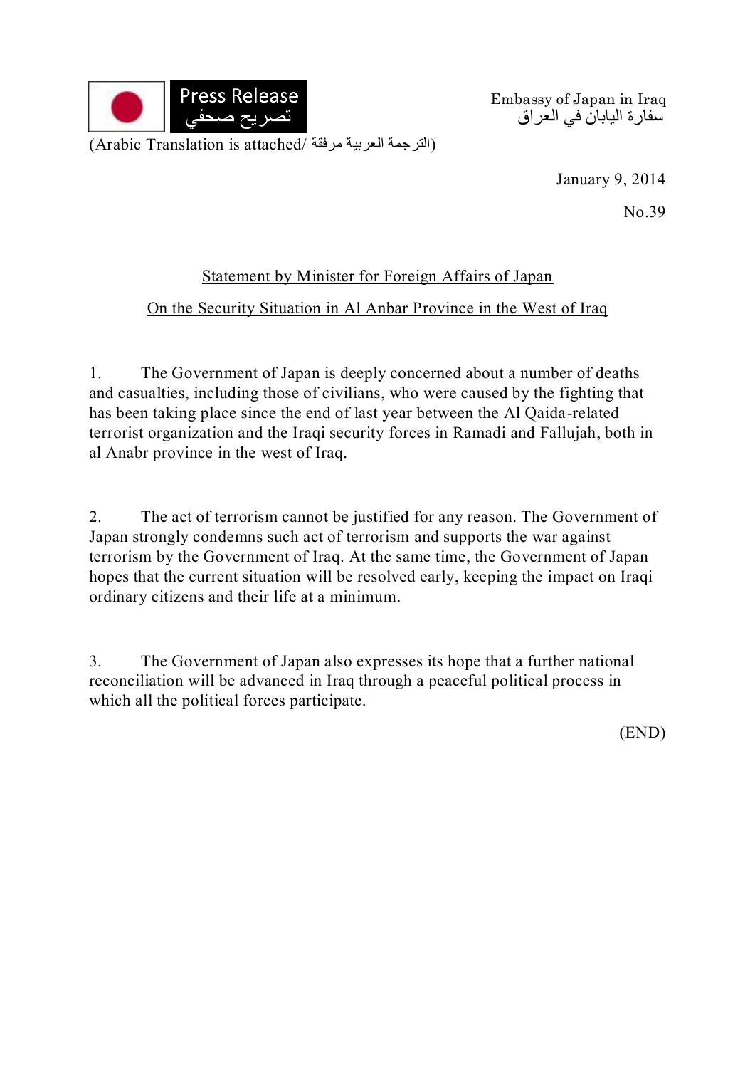Press Release
تصريح صحفي

Embassy of Japan in Iraq
سفارة اليابان في العراق

(Arabic Translation is attached/ الترجمة العربية مرفقة)

January 9, 2014

No.39

## Statement by Minister for Foreign Affairs of Japan

## On the Security Situation in Al Anbar Province in the West of Iraq

1. The Government of Japan is deeply concerned about a number of deaths and casualties, including those of civilians, who were caused by the fighting that has been taking place since the end of last year between the Al Qaida-related terrorist organization and the Iraqi security forces in Ramadi and Fallujah, both in al Anabr province in the west of Iraq.

2. The act of terrorism cannot be justified for any reason. The Government of Japan strongly condemns such act of terrorism and supports the war against terrorism by the Government of Iraq. At the same time, the Government of Japan hopes that the current situation will be resolved early, keeping the impact on Iraqi ordinary citizens and their life at a minimum.

3. The Government of Japan also expresses its hope that a further national reconciliation will be advanced in Iraq through a peaceful political process in which all the political forces participate.

(END)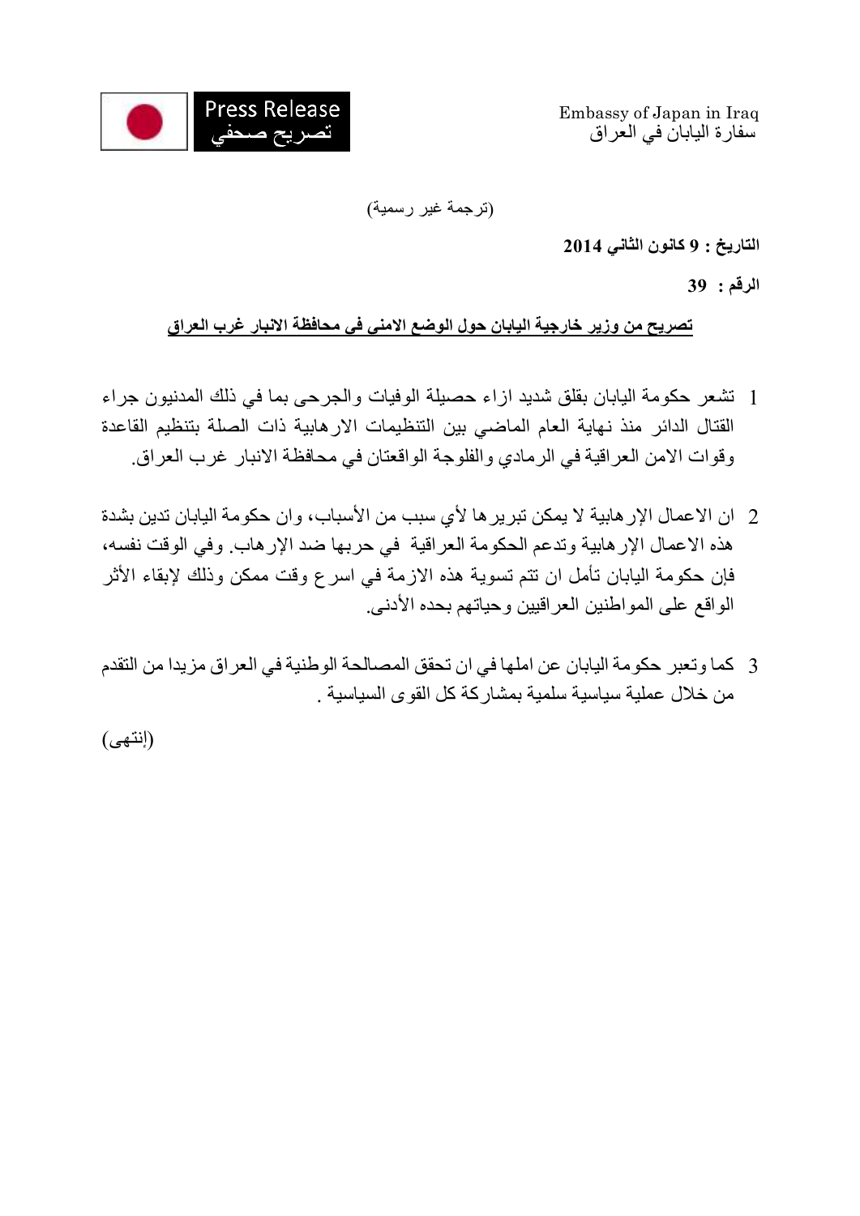Press Release
تصريح صحفي

Embassy of Japan in Iraq
سفارة اليابان في العراق

(ترجمة غير رسمية)

**التاريخ : 9 كانون الثاني 2014**

**الرقم : 39**

**<u>تصريح من وزير خارجية اليابان حول الوضع الامنى فى محافظة الانبار غرب العراق</u>**

1 تشعر حكومة اليابان بقلق شديد ازاء حصيلة الوفيات والجرحى بما في ذلك المدنيون جراء القتال الدائر منذ نهاية العام الماضي بين التنظيمات الارهابية ذات الصلة بتنظيم القاعدة وقوات الامن العراقية في الرمادي والفلوجة الواقعتان في محافظة الانبار غرب العراق.

2 ان الاعمال الإرهابية لا يمكن تبريرها لأي سبب من الأسباب، وان حكومة اليابان تدين بشدة هذه الاعمال الإرهابية وتدعم الحكومة العراقية في حربها ضد الإرهاب. وفي الوقت نفسه، فإن حكومة اليابان تأمل ان تتم تسوية هذه الازمة في اسرع وقت ممكن وذلك لإبقاء الأثر الواقع على المواطنين العراقيين وحياتهم بحده الأدنى.

3 كما وتعبر حكومة اليابان عن املها في ان تحقق المصالحة الوطنية في العراق مزيدا من التقدم من خلال عملية سياسية سلمية بمشاركة كل القوى السياسية .

(إنتهى)